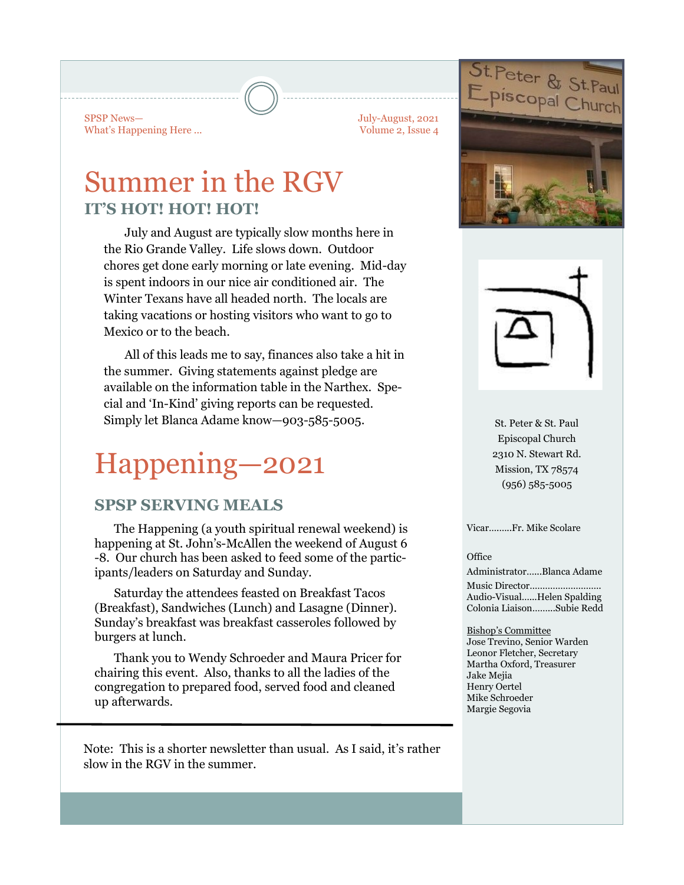SPSP News—
What's Happening Here ...

July-August, 2021
Volume 2, Issue 4

# Summer in the RGV

## IT'S HOT! HOT! HOT!

July and August are typically slow months here in the Rio Grande Valley. Life slows down. Outdoor chores get done early morning or late evening. Mid-day is spent indoors in our nice air conditioned air. The Winter Texans have all headed north. The locals are taking vacations or hosting visitors who want to go to Mexico or to the beach.

All of this leads me to say, finances also take a hit in the summer. Giving statements against pledge are available on the information table in the Narthex. Special and 'In-Kind' giving reports can be requested. Simply let Blanca Adame know—903-585-5005.

# Happening—2021

## SPSP SERVING MEALS

The Happening (a youth spiritual renewal weekend) is happening at St. John's-McAllen the weekend of August 6-8. Our church has been asked to feed some of the participants/leaders on Saturday and Sunday.

Saturday the attendees feasted on Breakfast Tacos (Breakfast), Sandwiches (Lunch) and Lasagne (Dinner). Sunday's breakfast was breakfast casseroles followed by burgers at lunch.

Thank you to Wendy Schroeder and Maura Pricer for chairing this event. Also, thanks to all the ladies of the congregation to prepared food, served food and cleaned up afterwards.

---

Note: This is a shorter newsletter than usual. As I said, it's rather slow in the RGV in the summer.

St. Peter & St. Paul
Episcopal Church
2310 N. Stewart Rd.
Mission, TX 78574
(956) 585-5005

Vicar.........Fr. Mike Scolare

Office
Administrator......Blanca Adame
Music Director...........................
Audio-Visual......Helen Spalding
Colonia Liaison.........Subie Redd

Bishop's Committee
Jose Trevino, Senior Warden
Leonor Fletcher, Secretary
Martha Oxford, Treasurer
Jake Mejia
Henry Oertel
Mike Schroeder
Margie Segovia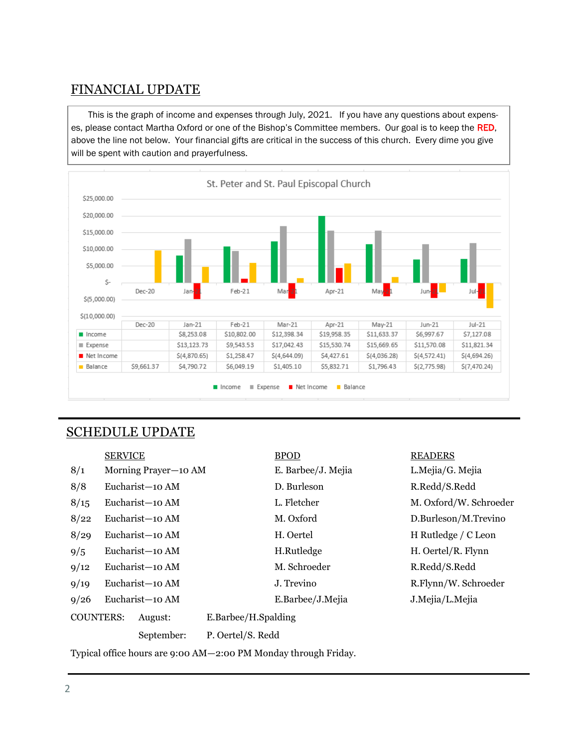## FINANCIAL UPDATE

This is the graph of income and expenses through July, 2021. If you have any questions about expenses, please contact Martha Oxford or one of the Bishop's Committee members. Our goal is to keep the RED, above the line not below. Your financial gifts are critical in the success of this church. Every dime you give will be spent with caution and prayerfulness.

**St. Peter and St. Paul Episcopal Church**

| | Dec-20 | Jan-21 | Feb-21 | Mar-21 | Apr-21 | May-21 | Jun-21 | Jul-21 |
|---|---|---|---|---|---|---|---|---|
| Income | | $8,253.08 | $10,802.00 | $12,398.34 | $19,958.35 | $11,633.37 | $6,997.67 | $7,127.08 |
| Expense | | $13,123.73 | $9,543.53 | $17,042.43 | $15,530.74 | $15,669.65 | $11,570.08 | $11,821.34 |
| Net Income | | $(4,870.65) | $1,258.47 | $(4,644.09) | $4,427.61 | $(4,036.28) | $(4,572.41) | $(4,694.26) |
| Balance | $9,661.37 | $4,790.72 | $6,049.19 | $1,405.10 | $5,832.71 | $1,796.43 | $(2,775.98) | $(7,470.24) |

## SCHEDULE UPDATE

| | SERVICE | BPOD | READERS |
|---|---|---|---|
| 8/1 | Morning Prayer—10 AM | E. Barbee/J. Mejia | L.Mejia/G. Mejia |
| 8/8 | Eucharist—10 AM | D. Burleson | R.Redd/S.Redd |
| 8/15 | Eucharist—10 AM | L. Fletcher | M. Oxford/W. Schroeder |
| 8/22 | Eucharist—10 AM | M. Oxford | D.Burleson/M.Trevino |
| 8/29 | Eucharist—10 AM | H. Oertel | H Rutledge / C Leon |
| 9/5 | Eucharist—10 AM | H.Rutledge | H. Oertel/R. Flynn |
| 9/12 | Eucharist—10 AM | M. Schroeder | R.Redd/S.Redd |
| 9/19 | Eucharist—10 AM | J. Trevino | R.Flynn/W. Schroeder |
| 9/26 | Eucharist—10 AM | E.Barbee/J.Mejia | J.Mejia/L.Mejia |

COUNTERS: August: E.Barbee/H.Spalding

September: P. Oertel/S. Redd

Typical office hours are 9:00 AM—2:00 PM Monday through Friday.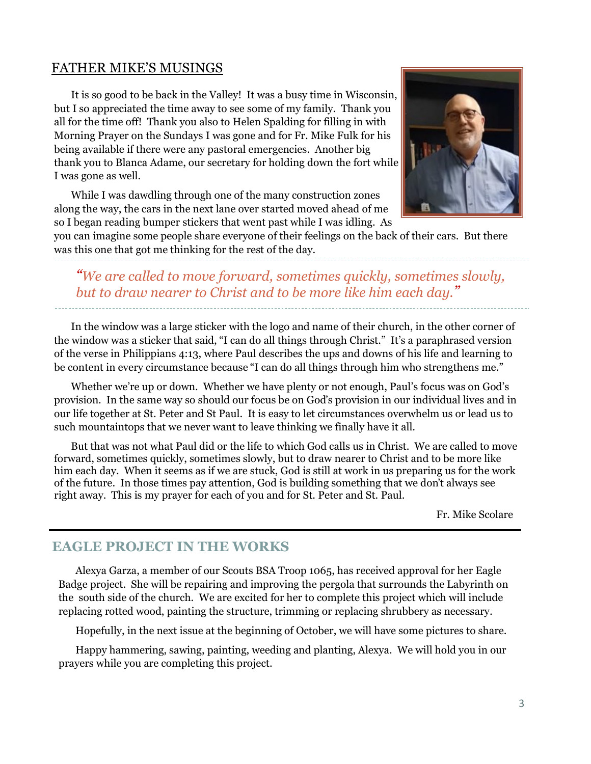## FATHER MIKE'S MUSINGS

It is so good to be back in the Valley! It was a busy time in Wisconsin, but I so appreciated the time away to see some of my family. Thank you all for the time off! Thank you also to Helen Spalding for filling in with Morning Prayer on the Sundays I was gone and for Fr. Mike Fulk for his being available if there were any pastoral emergencies. Another big thank you to Blanca Adame, our secretary for holding down the fort while I was gone as well.

While I was dawdling through one of the many construction zones along the way, the cars in the next lane over started moved ahead of me so I began reading bumper stickers that went past while I was idling. As you can imagine some people share everyone of their feelings on the back of their cars. But there was this one that got me thinking for the rest of the day.

> *"We are called to move forward, sometimes quickly, sometimes slowly, but to draw nearer to Christ and to be more like him each day."*

In the window was a large sticker with the logo and name of their church, in the other corner of the window was a sticker that said, "I can do all things through Christ." It's a paraphrased version of the verse in Philippians 4:13, where Paul describes the ups and downs of his life and learning to be content in every circumstance because "I can do all things through him who strengthens me."

Whether we're up or down. Whether we have plenty or not enough, Paul's focus was on God's provision. In the same way so should our focus be on God's provision in our individual lives and in our life together at St. Peter and St Paul. It is easy to let circumstances overwhelm us or lead us to such mountaintops that we never want to leave thinking we finally have it all.

But that was not what Paul did or the life to which God calls us in Christ. We are called to move forward, sometimes quickly, sometimes slowly, but to draw nearer to Christ and to be more like him each day. When it seems as if we are stuck, God is still at work in us preparing us for the work of the future. In those times pay attention, God is building something that we don't always see right away. This is my prayer for each of you and for St. Peter and St. Paul.

Fr. Mike Scolare

## EAGLE PROJECT IN THE WORKS

Alexya Garza, a member of our Scouts BSA Troop 1065, has received approval for her Eagle Badge project. She will be repairing and improving the pergola that surrounds the Labyrinth on the south side of the church. We are excited for her to complete this project which will include replacing rotted wood, painting the structure, trimming or replacing shrubbery as necessary.

Hopefully, in the next issue at the beginning of October, we will have some pictures to share.

Happy hammering, sawing, painting, weeding and planting, Alexya. We will hold you in our prayers while you are completing this project.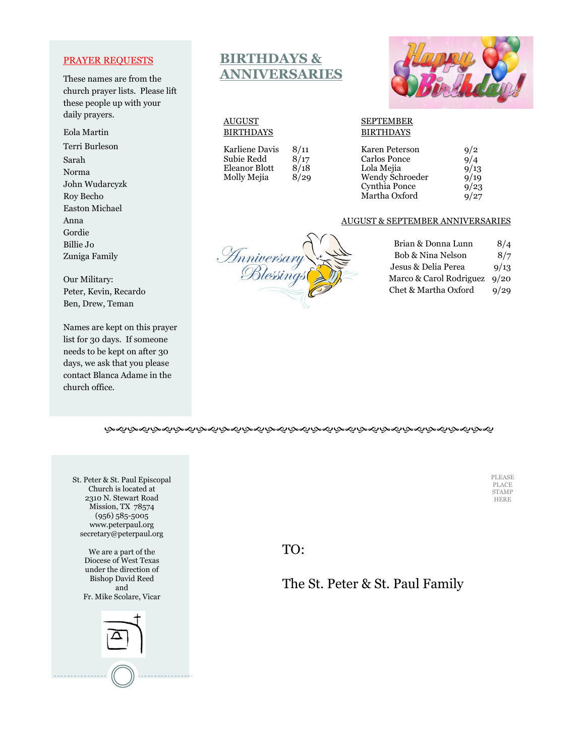## PRAYER REQUESTS

These names are from the church prayer lists. Please lift these people up with your daily prayers.

Eola Martin
Terri Burleson
Sarah
Norma
John Wudarcyzk
Roy Becho
Easton Michael
Anna
Gordie
Billie Jo
Zuniga Family

Our Military:
Peter, Kevin, Recardo
Ben, Drew, Teman

Names are kept on this prayer list for 30 days. If someone needs to be kept on after 30 days, we ask that you please contact Blanca Adame in the church office.

# BIRTHDAYS & ANNIVERSARIES

### AUGUST BIRTHDAYS

| | |
|---|---|
| Karliene Davis | 8/11 |
| Subie Redd | 8/17 |
| Eleanor Blott | 8/18 |
| Molly Mejia | 8/29 |

### SEPTEMBER BIRTHDAYS

| | |
|---|---|
| Karen Peterson | 9/2 |
| Carlos Ponce | 9/4 |
| Lola Mejia | 9/13 |
| Wendy Schroeder | 9/19 |
| Cynthia Ponce | 9/23 |
| Martha Oxford | 9/27 |

### AUGUST & SEPTEMBER ANNIVERSARIES

| | |
|---|---|
| Brian & Donna Lunn | 8/4 |
| Bob & Nina Nelson | 8/7 |
| Jesus & Delia Perea | 9/13 |
| Marco & Carol Rodriguez | 9/20 |
| Chet & Martha Oxford | 9/29 |

---

St. Peter & St. Paul Episcopal Church is located at
2310 N. Stewart Road
Mission, TX 78574
(956) 585-5005
www.peterpaul.org
secretary@peterpaul.org

We are a part of the Diocese of West Texas under the direction of Bishop David Reed and Fr. Mike Scolare, Vicar

PLEASE PLACE STAMP HERE

TO:

The St. Peter & St. Paul Family